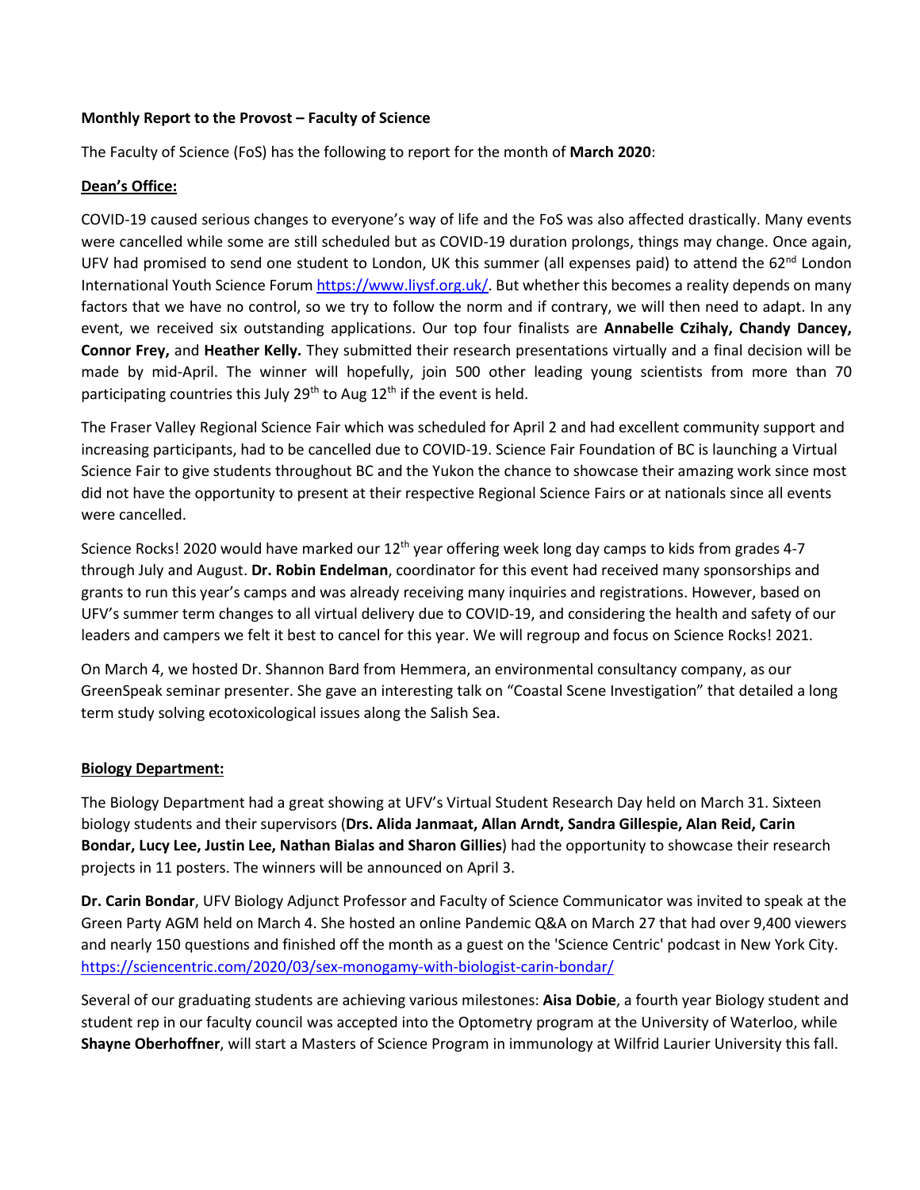**Monthly Report to the Provost – Faculty of Science**

The Faculty of Science (FoS) has the following to report for the month of **March 2020**:

**Dean's Office:**

COVID-19 caused serious changes to everyone's way of life and the FoS was also affected drastically. Many events were cancelled while some are still scheduled but as COVID-19 duration prolongs, things may change. Once again, UFV had promised to send one student to London, UK this summer (all expenses paid) to attend the 62nd London International Youth Science Forum https://www.liysf.org.uk/. But whether this becomes a reality depends on many factors that we have no control, so we try to follow the norm and if contrary, we will then need to adapt. In any event, we received six outstanding applications. Our top four finalists are **Annabelle Czihaly, Chandy Dancey, Connor Frey,** and **Heather Kelly.** They submitted their research presentations virtually and a final decision will be made by mid-April. The winner will hopefully, join 500 other leading young scientists from more than 70 participating countries this July 29th to Aug 12th if the event is held.

The Fraser Valley Regional Science Fair which was scheduled for April 2 and had excellent community support and increasing participants, had to be cancelled due to COVID-19. Science Fair Foundation of BC is launching a Virtual Science Fair to give students throughout BC and the Yukon the chance to showcase their amazing work since most did not have the opportunity to present at their respective Regional Science Fairs or at nationals since all events were cancelled.

Science Rocks! 2020 would have marked our 12th year offering week long day camps to kids from grades 4-7 through July and August. **Dr. Robin Endelman**, coordinator for this event had received many sponsorships and grants to run this year's camps and was already receiving many inquiries and registrations. However, based on UFV's summer term changes to all virtual delivery due to COVID-19, and considering the health and safety of our leaders and campers we felt it best to cancel for this year. We will regroup and focus on Science Rocks! 2021.

On March 4, we hosted Dr. Shannon Bard from Hemmera, an environmental consultancy company, as our GreenSpeak seminar presenter. She gave an interesting talk on "Coastal Scene Investigation" that detailed a long term study solving ecotoxicological issues along the Salish Sea.

**Biology Department:**

The Biology Department had a great showing at UFV's Virtual Student Research Day held on March 31. Sixteen biology students and their supervisors (**Drs. Alida Janmaat, Allan Arndt, Sandra Gillespie, Alan Reid, Carin Bondar, Lucy Lee, Justin Lee, Nathan Bialas and Sharon Gillies**) had the opportunity to showcase their research projects in 11 posters. The winners will be announced on April 3.

**Dr. Carin Bondar**, UFV Biology Adjunct Professor and Faculty of Science Communicator was invited to speak at the Green Party AGM held on March 4. She hosted an online Pandemic Q&A on March 27 that had over 9,400 viewers and nearly 150 questions and finished off the month as a guest on the 'Science Centric' podcast in New York City. https://sciencentric.com/2020/03/sex-monogamy-with-biologist-carin-bondar/

Several of our graduating students are achieving various milestones: **Aisa Dobie**, a fourth year Biology student and student rep in our faculty council was accepted into the Optometry program at the University of Waterloo, while **Shayne Oberhoffner**, will start a Masters of Science Program in immunology at Wilfrid Laurier University this fall.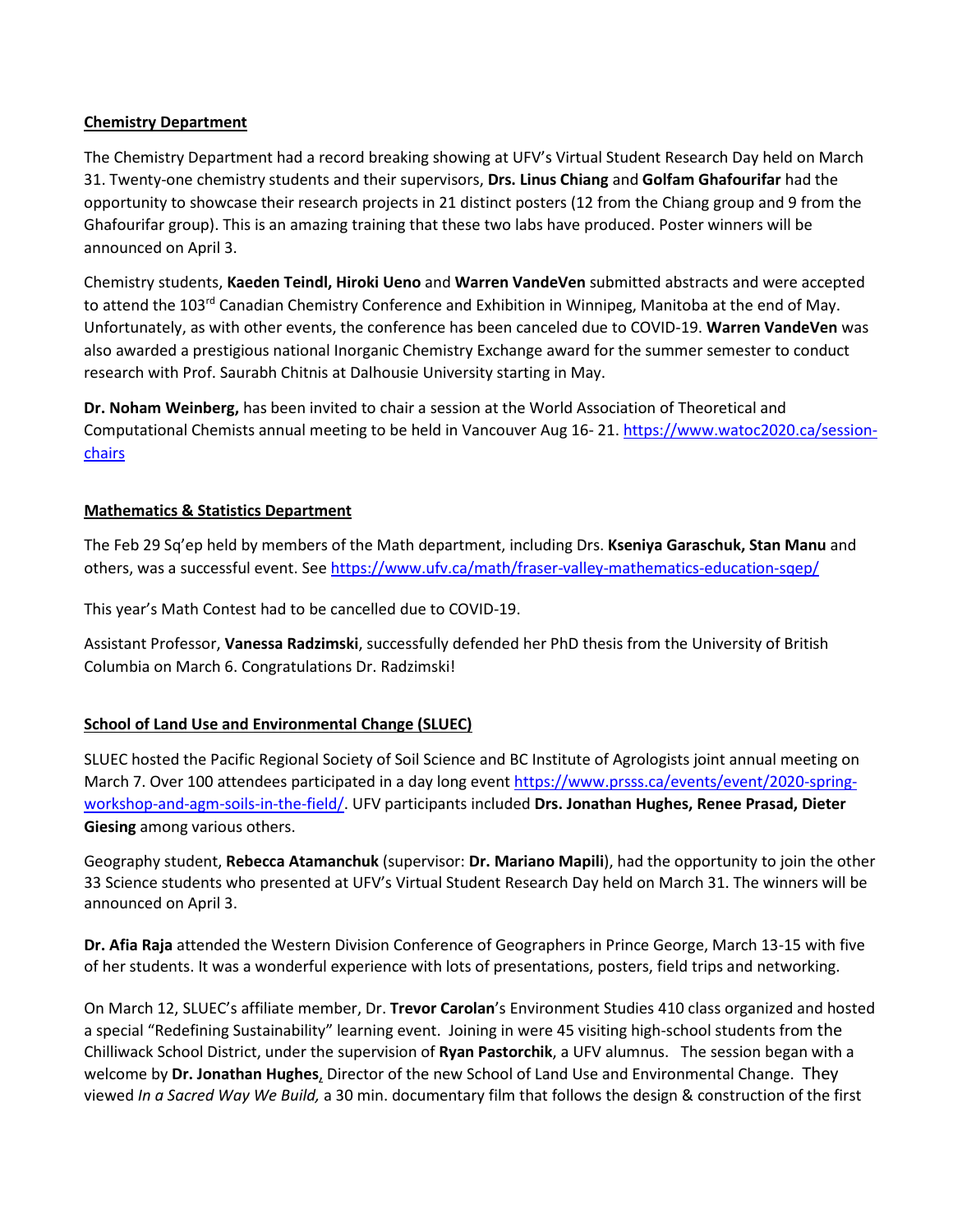**Chemistry Department**

The Chemistry Department had a record breaking showing at UFV's Virtual Student Research Day held on March 31. Twenty-one chemistry students and their supervisors, **Drs. Linus Chiang** and **Golfam Ghafourifar** had the opportunity to showcase their research projects in 21 distinct posters (12 from the Chiang group and 9 from the Ghafourifar group). This is an amazing training that these two labs have produced. Poster winners will be announced on April 3.

Chemistry students, **Kaeden Teindl, Hiroki Ueno** and **Warren VandeVen** submitted abstracts and were accepted to attend the 103rd Canadian Chemistry Conference and Exhibition in Winnipeg, Manitoba at the end of May. Unfortunately, as with other events, the conference has been canceled due to COVID-19. **Warren VandeVen** was also awarded a prestigious national Inorganic Chemistry Exchange award for the summer semester to conduct research with Prof. Saurabh Chitnis at Dalhousie University starting in May.

**Dr. Noham Weinberg,** has been invited to chair a session at the World Association of Theoretical and Computational Chemists annual meeting to be held in Vancouver Aug 16- 21. https://www.watoc2020.ca/session-chairs

**Mathematics & Statistics Department**

The Feb 29 Sq'ep held by members of the Math department, including Drs. **Kseniya Garaschuk, Stan Manu** and others, was a successful event. See https://www.ufv.ca/math/fraser-valley-mathematics-education-sqep/

This year's Math Contest had to be cancelled due to COVID-19.

Assistant Professor, **Vanessa Radzimski**, successfully defended her PhD thesis from the University of British Columbia on March 6. Congratulations Dr. Radzimski!

**School of Land Use and Environmental Change (SLUEC)**

SLUEC hosted the Pacific Regional Society of Soil Science and BC Institute of Agrologists joint annual meeting on March 7. Over 100 attendees participated in a day long event https://www.prsss.ca/events/event/2020-spring-workshop-and-agm-soils-in-the-field/. UFV participants included **Drs. Jonathan Hughes, Renee Prasad, Dieter Giesing** among various others.

Geography student, **Rebecca Atamanchuk** (supervisor: **Dr. Mariano Mapili**), had the opportunity to join the other 33 Science students who presented at UFV's Virtual Student Research Day held on March 31. The winners will be announced on April 3.

**Dr. Afia Raja** attended the Western Division Conference of Geographers in Prince George, March 13-15 with five of her students. It was a wonderful experience with lots of presentations, posters, field trips and networking.

On March 12, SLUEC's affiliate member, Dr. **Trevor Carolan**'s Environment Studies 410 class organized and hosted a special "Redefining Sustainability" learning event. Joining in were 45 visiting high-school students from the Chilliwack School District, under the supervision of **Ryan Pastorchik**, a UFV alumnus. The session began with a welcome by **Dr. Jonathan Hughes**, Director of the new School of Land Use and Environmental Change. They viewed *In a Sacred Way We Build,* a 30 min. documentary film that follows the design & construction of the first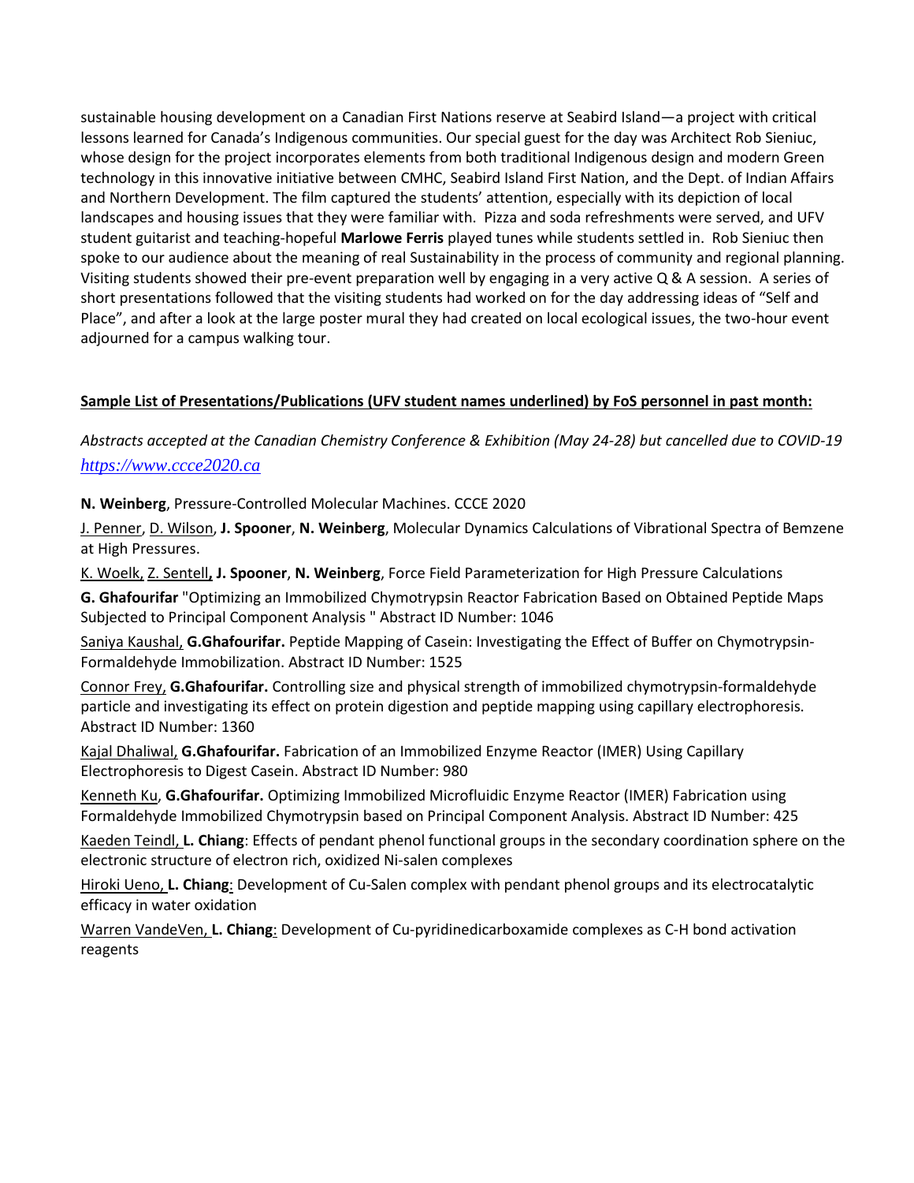sustainable housing development on a Canadian First Nations reserve at Seabird Island—a project with critical lessons learned for Canada's Indigenous communities. Our special guest for the day was Architect Rob Sieniuc, whose design for the project incorporates elements from both traditional Indigenous design and modern Green technology in this innovative initiative between CMHC, Seabird Island First Nation, and the Dept. of Indian Affairs and Northern Development. The film captured the students' attention, especially with its depiction of local landscapes and housing issues that they were familiar with. Pizza and soda refreshments were served, and UFV student guitarist and teaching-hopeful **Marlowe Ferris** played tunes while students settled in. Rob Sieniuc then spoke to our audience about the meaning of real Sustainability in the process of community and regional planning. Visiting students showed their pre-event preparation well by engaging in a very active Q & A session. A series of short presentations followed that the visiting students had worked on for the day addressing ideas of "Self and Place", and after a look at the large poster mural they had created on local ecological issues, the two-hour event adjourned for a campus walking tour.

**Sample List of Presentations/Publications (UFV student names underlined) by FoS personnel in past month:**

*Abstracts accepted at the Canadian Chemistry Conference & Exhibition (May 24-28) but cancelled due to COVID-19* [https://www.ccce2020.ca](https://www.ccce2020.ca)

**N. Weinberg**, Pressure-Controlled Molecular Machines. CCCE 2020

J. Penner, D. Wilson, **J. Spooner**, **N. Weinberg**, Molecular Dynamics Calculations of Vibrational Spectra of Bemzene at High Pressures.

K. Woelk, Z. Sentell**,** **J. Spooner**, **N. Weinberg**, Force Field Parameterization for High Pressure Calculations

**G. Ghafourifar** "Optimizing an Immobilized Chymotrypsin Reactor Fabrication Based on Obtained Peptide Maps Subjected to Principal Component Analysis " Abstract ID Number: 1046

Saniya Kaushal, **G.Ghafourifar.** Peptide Mapping of Casein: Investigating the Effect of Buffer on Chymotrypsin-Formaldehyde Immobilization. Abstract ID Number: 1525

Connor Frey, **G.Ghafourifar.** Controlling size and physical strength of immobilized chymotrypsin-formaldehyde particle and investigating its effect on protein digestion and peptide mapping using capillary electrophoresis. Abstract ID Number: 1360

Kajal Dhaliwal, **G.Ghafourifar.** Fabrication of an Immobilized Enzyme Reactor (IMER) Using Capillary Electrophoresis to Digest Casein. Abstract ID Number: 980

Kenneth Ku, **G.Ghafourifar.** Optimizing Immobilized Microfluidic Enzyme Reactor (IMER) Fabrication using Formaldehyde Immobilized Chymotrypsin based on Principal Component Analysis. Abstract ID Number: 425

Kaeden Teindl, **L. Chiang**: Effects of pendant phenol functional groups in the secondary coordination sphere on the electronic structure of electron rich, oxidized Ni-salen complexes

Hiroki Ueno, **L. Chiang**: Development of Cu-Salen complex with pendant phenol groups and its electrocatalytic efficacy in water oxidation

Warren VandeVen, **L. Chiang**: Development of Cu-pyridinedicarboxamide complexes as C-H bond activation reagents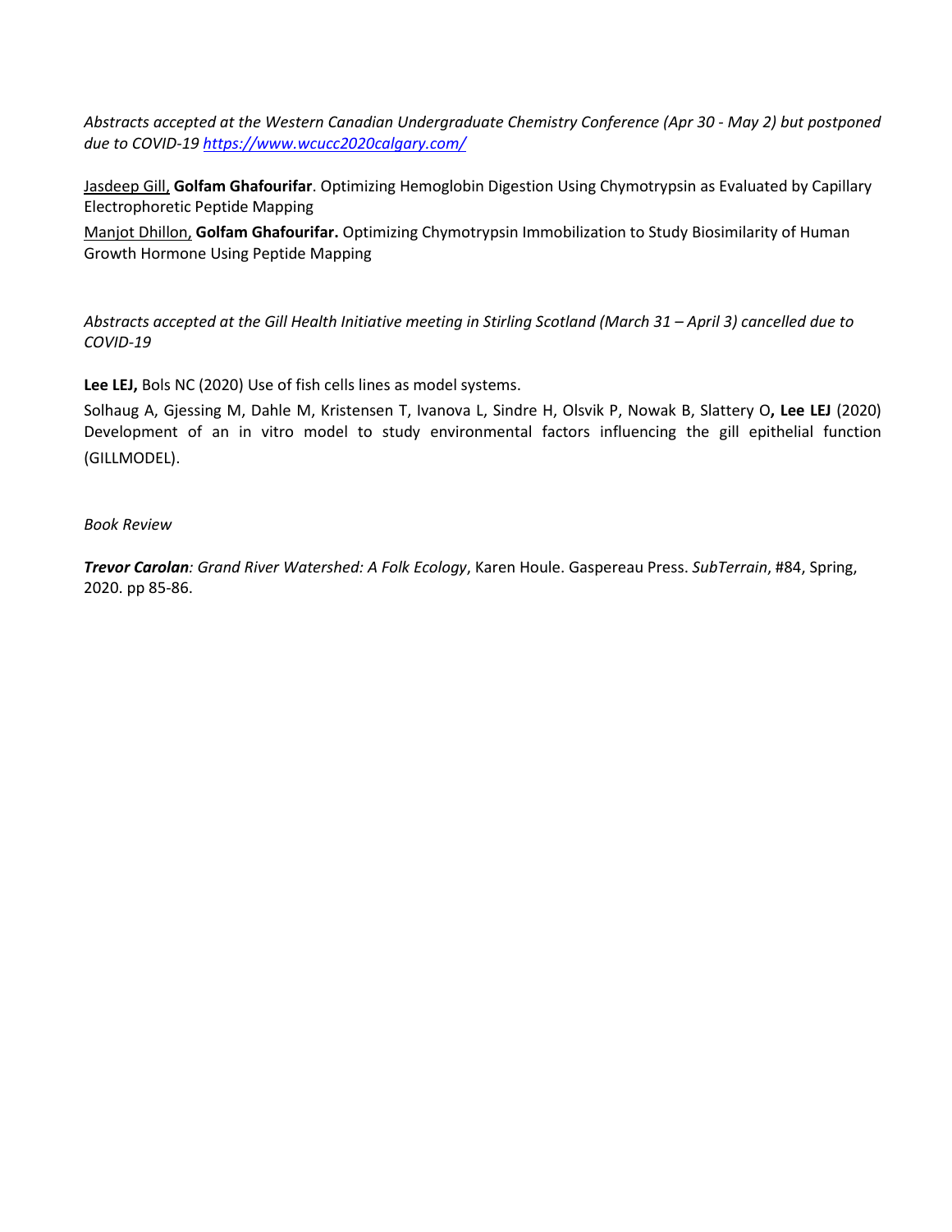*Abstracts accepted at the Western Canadian Undergraduate Chemistry Conference (Apr 30 - May 2) but postponed due to COVID-19 [https://www.wcucc2020calgary.com/](https://www.wcucc2020calgary.com/)*

<u>Jasdeep Gill,</u> **Golfam Ghafourifar**. Optimizing Hemoglobin Digestion Using Chymotrypsin as Evaluated by Capillary Electrophoretic Peptide Mapping

<u>Manjot Dhillon,</u> **Golfam Ghafourifar.** Optimizing Chymotrypsin Immobilization to Study Biosimilarity of Human Growth Hormone Using Peptide Mapping

*Abstracts accepted at the Gill Health Initiative meeting in Stirling Scotland (March 31 – April 3) cancelled due to COVID-19*

**Lee LEJ,** Bols NC (2020) Use of fish cells lines as model systems.

Solhaug A, Gjessing M, Dahle M, Kristensen T, Ivanova L, Sindre H, Olsvik P, Nowak B, Slattery O**, Lee LEJ** (2020) Development of an in vitro model to study environmental factors influencing the gill epithelial function (GILLMODEL).

*Book Review*

***Trevor Carolan**: Grand River Watershed: A Folk Ecology*, Karen Houle. Gaspereau Press. *SubTerrain*, #84, Spring, 2020. pp 85-86.